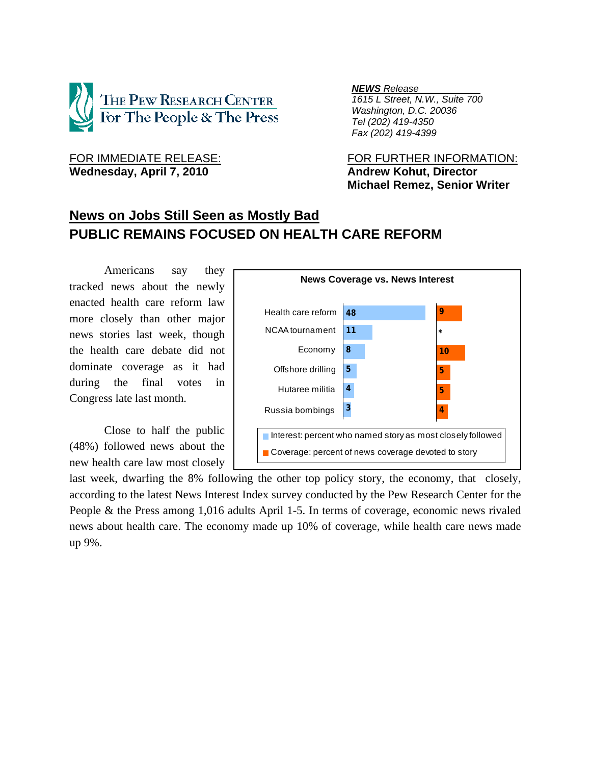**The Pew Research Center For The People & The Press**

***NEWS* Release**
1615 L Street, N.W., Suite 700
Washington, D.C. 20036
Tel (202) 419-4350
Fax (202) 419-4399

FOR IMMEDIATE RELEASE:
**Wednesday, April 7, 2010**

FOR FURTHER INFORMATION:
**Andrew Kohut, Director**
**Michael Remez, Senior Writer**

# News on Jobs Still Seen as Mostly Bad
## PUBLIC REMAINS FOCUSED ON HEALTH CARE REFORM

Americans say they tracked news about the newly enacted health care reform law more closely than other major news stories last week, though the health care debate did not dominate coverage as it had during the final votes in Congress late last month.

**News Coverage vs. News Interest**

| | Interest: percent who named story as most closely followed | Coverage: percent of news coverage devoted to story |
|---|---|---|
| Health care reform | 48 | 9 |
| NCAA tournament | 11 | * |
| Economy | 8 | 10 |
| Offshore drilling | 5 | 5 |
| Hutaree militia | 4 | 5 |
| Russia bombings | 3 | 4 |

Close to half the public (48%) followed news about the new health care law most closely last week, dwarfing the 8% following the other top policy story, the economy, that closely, according to the latest News Interest Index survey conducted by the Pew Research Center for the People & the Press among 1,016 adults April 1-5. In terms of coverage, economic news rivaled news about health care. The economy made up 10% of coverage, while health care news made up 9%.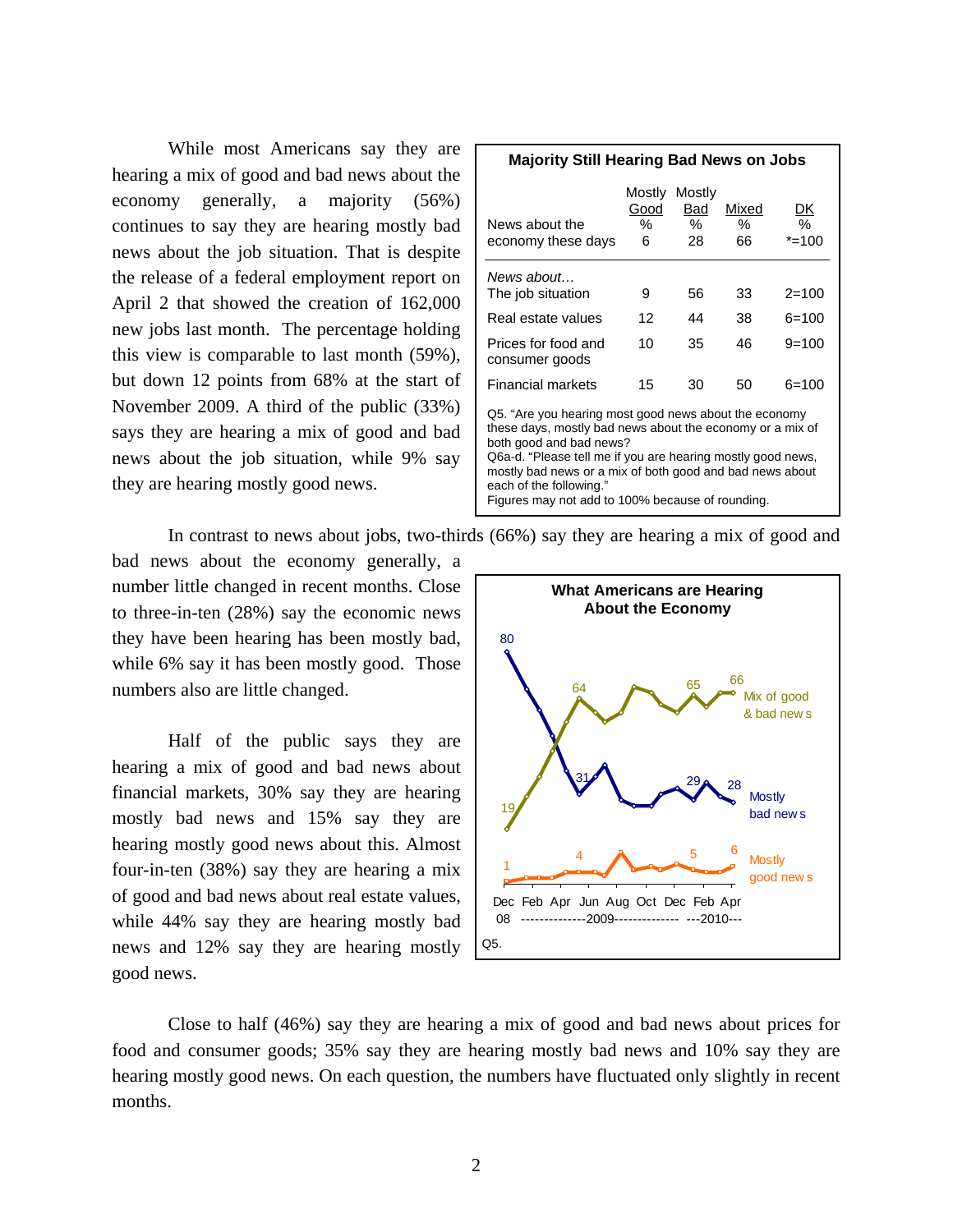While most Americans say they are hearing a mix of good and bad news about the economy generally, a majority (56%) continues to say they are hearing mostly bad news about the job situation. That is despite the release of a federal employment report on April 2 that showed the creation of 162,000 new jobs last month. The percentage holding this view is comparable to last month (59%), but down 12 points from 68% at the start of November 2009. A third of the public (33%) says they are hearing a mix of good and bad news about the job situation, while 9% say they are hearing mostly good news.

**Majority Still Hearing Bad News on Jobs**

| | Mostly Good % | Mostly Bad % | Mixed % | DK % |
|---|---|---|---|---|
| News about the economy these days | 6 | 28 | 66 | *=100 |
| *News about…* | | | | |
| The job situation | 9 | 56 | 33 | 2=100 |
| Real estate values | 12 | 44 | 38 | 6=100 |
| Prices for food and consumer goods | 10 | 35 | 46 | 9=100 |
| Financial markets | 15 | 30 | 50 | 6=100 |

Q5. "Are you hearing most good news about the economy these days, mostly bad news about the economy or a mix of both good and bad news?
Q6a-d. "Please tell me if you are hearing mostly good news, mostly bad news or a mix of both good and bad news about each of the following."
Figures may not add to 100% because of rounding.

In contrast to news about jobs, two-thirds (66%) say they are hearing a mix of good and bad news about the economy generally, a number little changed in recent months. Close to three-in-ten (28%) say the economic news they have been hearing has been mostly bad, while 6% say it has been mostly good. Those numbers also are little changed.

**What Americans are Hearing About the Economy**

Q5.

Half of the public says they are hearing a mix of good and bad news about financial markets, 30% say they are hearing mostly bad news and 15% say they are hearing mostly good news about this. Almost four-in-ten (38%) say they are hearing a mix of good and bad news about real estate values, while 44% say they are hearing mostly bad news and 12% say they are hearing mostly good news.

Close to half (46%) say they are hearing a mix of good and bad news about prices for food and consumer goods; 35% say they are hearing mostly bad news and 10% say they are hearing mostly good news. On each question, the numbers have fluctuated only slightly in recent months.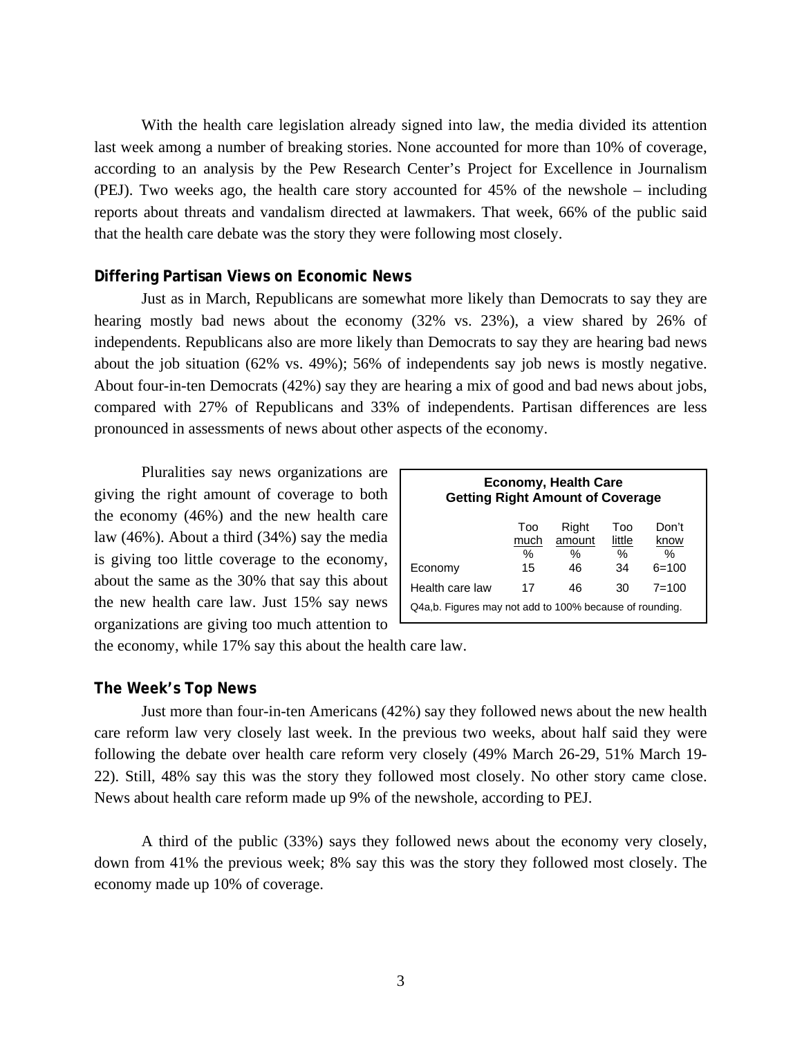With the health care legislation already signed into law, the media divided its attention last week among a number of breaking stories. None accounted for more than 10% of coverage, according to an analysis by the Pew Research Center's Project for Excellence in Journalism (PEJ). Two weeks ago, the health care story accounted for 45% of the newshole – including reports about threats and vandalism directed at lawmakers. That week, 66% of the public said that the health care debate was the story they were following most closely.

### Differing Partisan Views on Economic News

Just as in March, Republicans are somewhat more likely than Democrats to say they are hearing mostly bad news about the economy (32% vs. 23%), a view shared by 26% of independents. Republicans also are more likely than Democrats to say they are hearing bad news about the job situation (62% vs. 49%); 56% of independents say job news is mostly negative. About four-in-ten Democrats (42%) say they are hearing a mix of good and bad news about jobs, compared with 27% of Republicans and 33% of independents. Partisan differences are less pronounced in assessments of news about other aspects of the economy.

Pluralities say news organizations are giving the right amount of coverage to both the economy (46%) and the new health care law (46%). About a third (34%) say the media is giving too little coverage to the economy, about the same as the 30% that say this about the new health care law. Just 15% say news organizations are giving too much attention to the economy, while 17% say this about the health care law.

**Economy, Health Care Getting Right Amount of Coverage**

| | Too much | Right amount | Too little | Don't know |
|---|---|---|---|---|
| | % | % | % | % |
| Economy | 15 | 46 | 34 | 6=100 |
| Health care law | 17 | 46 | 30 | 7=100 |

Q4a,b. Figures may not add to 100% because of rounding.

### The Week's Top News

Just more than four-in-ten Americans (42%) say they followed news about the new health care reform law very closely last week. In the previous two weeks, about half said they were following the debate over health care reform very closely (49% March 26-29, 51% March 19-22). Still, 48% say this was the story they followed most closely. No other story came close. News about health care reform made up 9% of the newshole, according to PEJ.

A third of the public (33%) says they followed news about the economy very closely, down from 41% the previous week; 8% say this was the story they followed most closely. The economy made up 10% of coverage.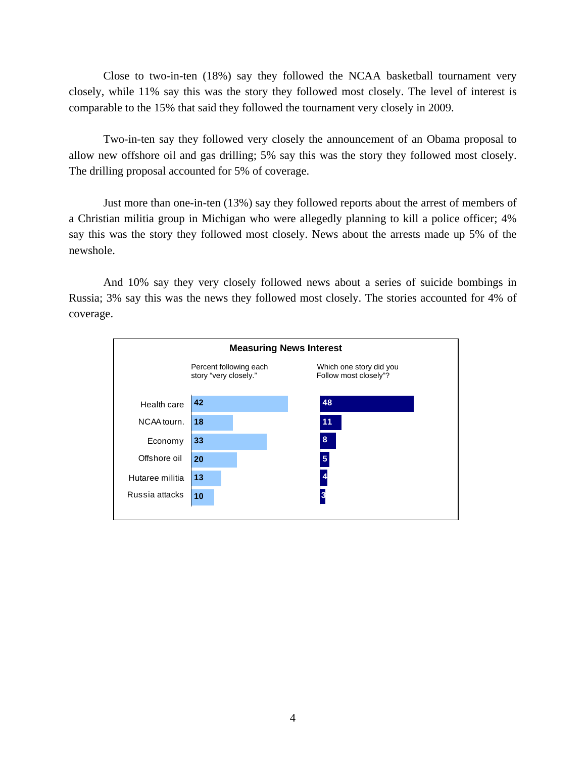Close to two-in-ten (18%) say they followed the NCAA basketball tournament very closely, while 11% say this was the story they followed most closely. The level of interest is comparable to the 15% that said they followed the tournament very closely in 2009.

Two-in-ten say they followed very closely the announcement of an Obama proposal to allow new offshore oil and gas drilling; 5% say this was the story they followed most closely. The drilling proposal accounted for 5% of coverage.

Just more than one-in-ten (13%) say they followed reports about the arrest of members of a Christian militia group in Michigan who were allegedly planning to kill a police officer; 4% say this was the story they followed most closely. News about the arrests made up 5% of the newshole.

And 10% say they very closely followed news about a series of suicide bombings in Russia; 3% say this was the news they followed most closely. The stories accounted for 4% of coverage.

**Measuring News Interest**

| | Percent following each story "very closely." | Which one story did you Follow most closely"? |
|---|---|---|
| Health care | 42 | 48 |
| NCAA tourn. | 18 | 11 |
| Economy | 33 | 8 |
| Offshore oil | 20 | 5 |
| Hutaree militia | 13 | 4 |
| Russia attacks | 10 | 3 |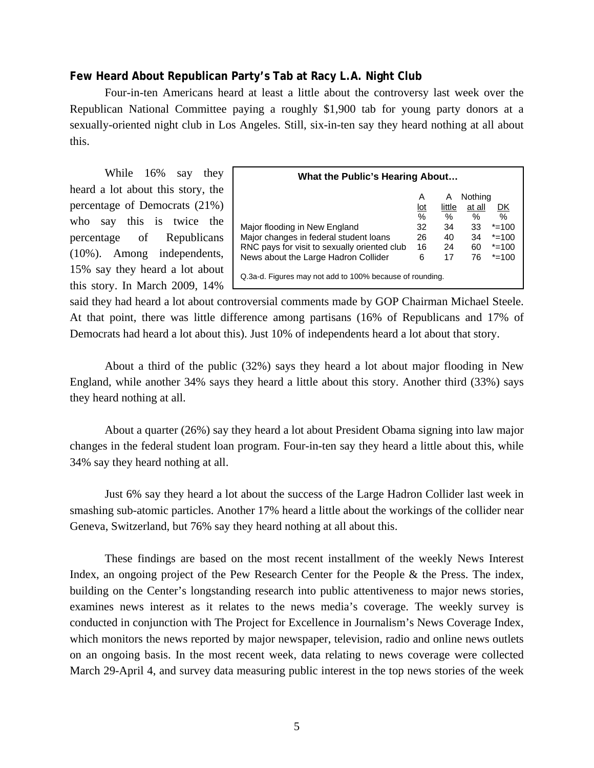### Few Heard About Republican Party's Tab at Racy L.A. Night Club

Four-in-ten Americans heard at least a little about the controversy last week over the Republican National Committee paying a roughly $1,900 tab for young party donors at a sexually-oriented night club in Los Angeles. Still, six-in-ten say they heard nothing at all about this.

While 16% say they heard a lot about this story, the percentage of Democrats (21%) who say this is twice the percentage of Republicans (10%). Among independents, 15% say they heard a lot about this story. In March 2009, 14% said they had heard a lot about controversial comments made by GOP Chairman Michael Steele. At that point, there was little difference among partisans (16% of Republicans and 17% of Democrats had heard a lot about this). Just 10% of independents heard a lot about that story.

**What the Public's Hearing About…**

| | A lot | A little | Nothing at all | DK |
|---|---|---|---|---|
| | % | % | % | % |
| Major flooding in New England | 32 | 34 | 33 | *=100 |
| Major changes in federal student loans | 26 | 40 | 34 | *=100 |
| RNC pays for visit to sexually oriented club | 16 | 24 | 60 | *=100 |
| News about the Large Hadron Collider | 6 | 17 | 76 | *=100 |

Q.3a-d. Figures may not add to 100% because of rounding.

About a third of the public (32%) says they heard a lot about major flooding in New England, while another 34% says they heard a little about this story. Another third (33%) says they heard nothing at all.

About a quarter (26%) say they heard a lot about President Obama signing into law major changes in the federal student loan program. Four-in-ten say they heard a little about this, while 34% say they heard nothing at all.

Just 6% say they heard a lot about the success of the Large Hadron Collider last week in smashing sub-atomic particles. Another 17% heard a little about the workings of the collider near Geneva, Switzerland, but 76% say they heard nothing at all about this.

These findings are based on the most recent installment of the weekly News Interest Index, an ongoing project of the Pew Research Center for the People & the Press. The index, building on the Center's longstanding research into public attentiveness to major news stories, examines news interest as it relates to the news media's coverage. The weekly survey is conducted in conjunction with The Project for Excellence in Journalism's News Coverage Index, which monitors the news reported by major newspaper, television, radio and online news outlets on an ongoing basis. In the most recent week, data relating to news coverage were collected March 29-April 4, and survey data measuring public interest in the top news stories of the week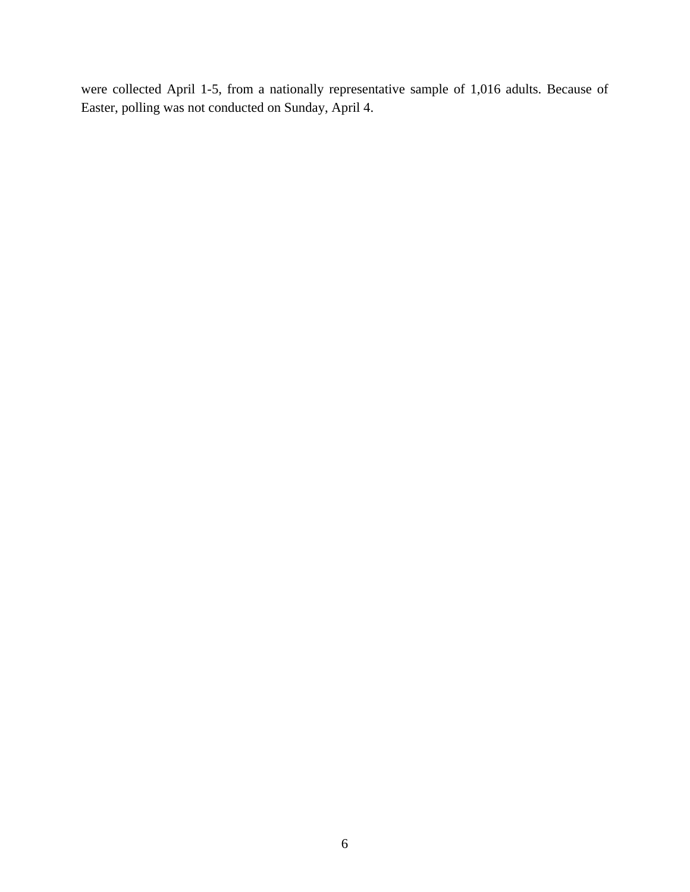were collected April 1-5, from a nationally representative sample of 1,016 adults. Because of Easter, polling was not conducted on Sunday, April 4.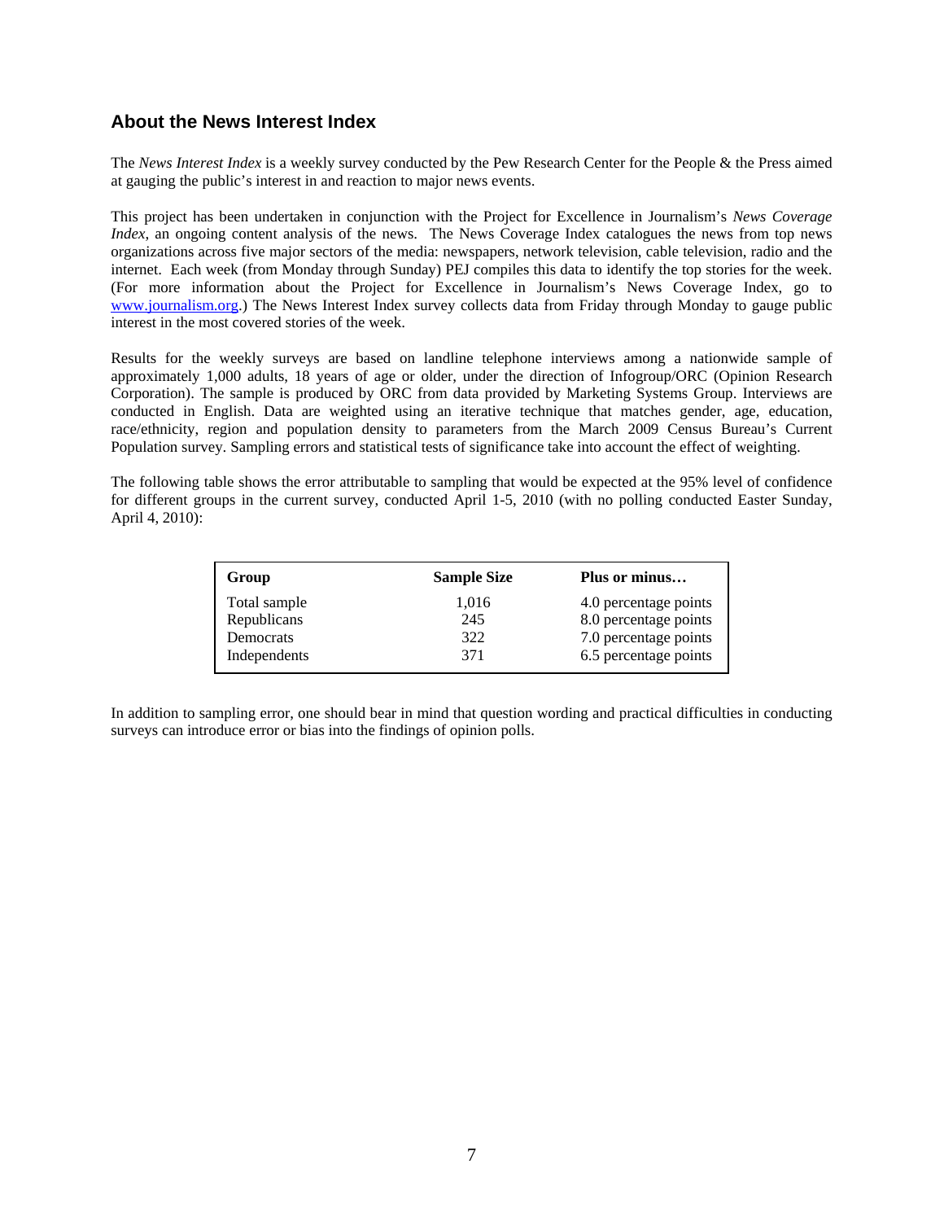## About the News Interest Index

The *News Interest Index* is a weekly survey conducted by the Pew Research Center for the People & the Press aimed at gauging the public's interest in and reaction to major news events.

This project has been undertaken in conjunction with the Project for Excellence in Journalism's *News Coverage Index*, an ongoing content analysis of the news. The News Coverage Index catalogues the news from top news organizations across five major sectors of the media: newspapers, network television, cable television, radio and the internet. Each week (from Monday through Sunday) PEJ compiles this data to identify the top stories for the week. (For more information about the Project for Excellence in Journalism's News Coverage Index, go to [www.journalism.org](http://www.journalism.org).) The News Interest Index survey collects data from Friday through Monday to gauge public interest in the most covered stories of the week.

Results for the weekly surveys are based on landline telephone interviews among a nationwide sample of approximately 1,000 adults, 18 years of age or older, under the direction of Infogroup/ORC (Opinion Research Corporation). The sample is produced by ORC from data provided by Marketing Systems Group. Interviews are conducted in English. Data are weighted using an iterative technique that matches gender, age, education, race/ethnicity, region and population density to parameters from the March 2009 Census Bureau's Current Population survey. Sampling errors and statistical tests of significance take into account the effect of weighting.

The following table shows the error attributable to sampling that would be expected at the 95% level of confidence for different groups in the current survey, conducted April 1-5, 2010 (with no polling conducted Easter Sunday, April 4, 2010):

| Group | Sample Size | Plus or minus… |
|---|---|---|
| Total sample | 1,016 | 4.0 percentage points |
| Republicans | 245 | 8.0 percentage points |
| Democrats | 322 | 7.0 percentage points |
| Independents | 371 | 6.5 percentage points |

In addition to sampling error, one should bear in mind that question wording and practical difficulties in conducting surveys can introduce error or bias into the findings of opinion polls.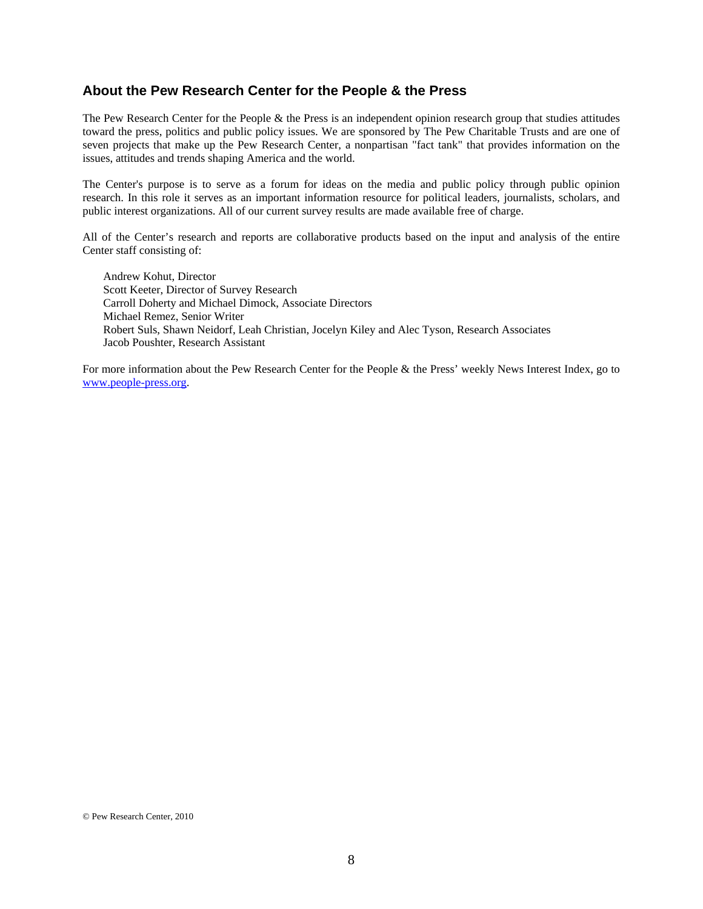## About the Pew Research Center for the People & the Press

The Pew Research Center for the People & the Press is an independent opinion research group that studies attitudes toward the press, politics and public policy issues. We are sponsored by The Pew Charitable Trusts and are one of seven projects that make up the Pew Research Center, a nonpartisan "fact tank" that provides information on the issues, attitudes and trends shaping America and the world.

The Center's purpose is to serve as a forum for ideas on the media and public policy through public opinion research. In this role it serves as an important information resource for political leaders, journalists, scholars, and public interest organizations. All of our current survey results are made available free of charge.

All of the Center's research and reports are collaborative products based on the input and analysis of the entire Center staff consisting of:

Andrew Kohut, Director
Scott Keeter, Director of Survey Research
Carroll Doherty and Michael Dimock, Associate Directors
Michael Remez, Senior Writer
Robert Suls, Shawn Neidorf, Leah Christian, Jocelyn Kiley and Alec Tyson, Research Associates
Jacob Poushter, Research Assistant

For more information about the Pew Research Center for the People & the Press' weekly News Interest Index, go to www.people-press.org.

© Pew Research Center, 2010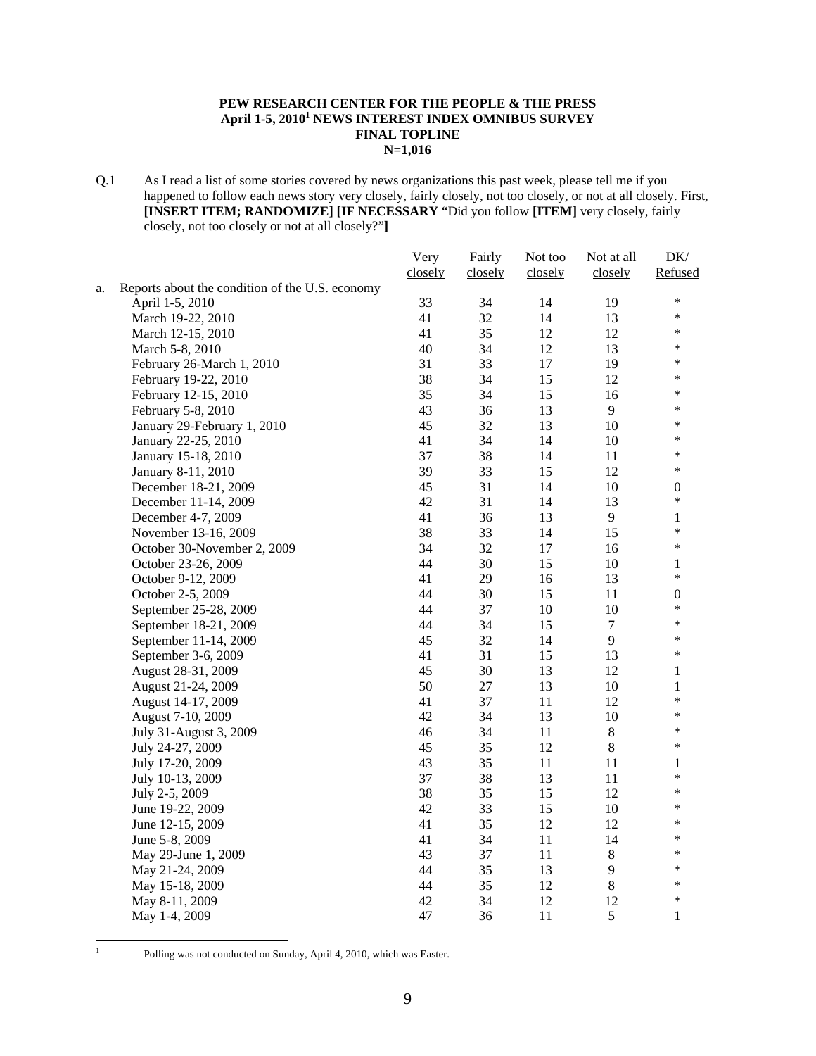**PEW RESEARCH CENTER FOR THE PEOPLE & THE PRESS**
**April 1-5, 2010[1] NEWS INTEREST INDEX OMNIBUS SURVEY**
**FINAL TOPLINE**
**N=1,016**

Q.1 As I read a list of some stories covered by news organizations this past week, please tell me if you happened to follow each news story very closely, fairly closely, not too closely, or not at all closely. First, **[INSERT ITEM; RANDOMIZE] [IF NECESSARY** "Did you follow **[ITEM]** very closely, fairly closely, not too closely or not at all closely?"**]**

| | Very closely | Fairly closely | Not too closely | Not at all closely | DK/ Refused |
|---|---|---|---|---|---|
| a. Reports about the condition of the U.S. economy | | | | | |
| April 1-5, 2010 | 33 | 34 | 14 | 19 | * |
| March 19-22, 2010 | 41 | 32 | 14 | 13 | * |
| March 12-15, 2010 | 41 | 35 | 12 | 12 | * |
| March 5-8, 2010 | 40 | 34 | 12 | 13 | * |
| February 26-March 1, 2010 | 31 | 33 | 17 | 19 | * |
| February 19-22, 2010 | 38 | 34 | 15 | 12 | * |
| February 12-15, 2010 | 35 | 34 | 15 | 16 | * |
| February 5-8, 2010 | 43 | 36 | 13 | 9 | * |
| January 29-February 1, 2010 | 45 | 32 | 13 | 10 | * |
| January 22-25, 2010 | 41 | 34 | 14 | 10 | * |
| January 15-18, 2010 | 37 | 38 | 14 | 11 | * |
| January 8-11, 2010 | 39 | 33 | 15 | 12 | * |
| December 18-21, 2009 | 45 | 31 | 14 | 10 | 0 |
| December 11-14, 2009 | 42 | 31 | 14 | 13 | * |
| December 4-7, 2009 | 41 | 36 | 13 | 9 | 1 |
| November 13-16, 2009 | 38 | 33 | 14 | 15 | * |
| October 30-November 2, 2009 | 34 | 32 | 17 | 16 | * |
| October 23-26, 2009 | 44 | 30 | 15 | 10 | 1 |
| October 9-12, 2009 | 41 | 29 | 16 | 13 | * |
| October 2-5, 2009 | 44 | 30 | 15 | 11 | 0 |
| September 25-28, 2009 | 44 | 37 | 10 | 10 | * |
| September 18-21, 2009 | 44 | 34 | 15 | 7 | * |
| September 11-14, 2009 | 45 | 32 | 14 | 9 | * |
| September 3-6, 2009 | 41 | 31 | 15 | 13 | * |
| August 28-31, 2009 | 45 | 30 | 13 | 12 | 1 |
| August 21-24, 2009 | 50 | 27 | 13 | 10 | 1 |
| August 14-17, 2009 | 41 | 37 | 11 | 12 | * |
| August 7-10, 2009 | 42 | 34 | 13 | 10 | * |
| July 31-August 3, 2009 | 46 | 34 | 11 | 8 | * |
| July 24-27, 2009 | 45 | 35 | 12 | 8 | * |
| July 17-20, 2009 | 43 | 35 | 11 | 11 | 1 |
| July 10-13, 2009 | 37 | 38 | 13 | 11 | * |
| July 2-5, 2009 | 38 | 35 | 15 | 12 | * |
| June 19-22, 2009 | 42 | 33 | 15 | 10 | * |
| June 12-15, 2009 | 41 | 35 | 12 | 12 | * |
| June 5-8, 2009 | 41 | 34 | 11 | 14 | * |
| May 29-June 1, 2009 | 43 | 37 | 11 | 8 | * |
| May 21-24, 2009 | 44 | 35 | 13 | 9 | * |
| May 15-18, 2009 | 44 | 35 | 12 | 8 | * |
| May 8-11, 2009 | 42 | 34 | 12 | 12 | * |
| May 1-4, 2009 | 47 | 36 | 11 | 5 | 1 |

[1] Polling was not conducted on Sunday, April 4, 2010, which was Easter.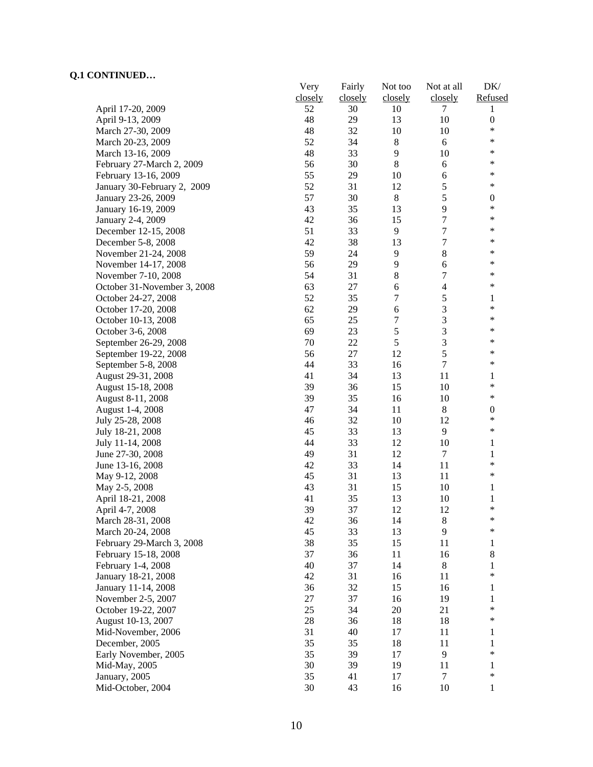**Q.1 CONTINUED…**

| | Very closely | Fairly closely | Not too closely | Not at all closely | DK/ Refused |
|---|---|---|---|---|---|
| April 17-20, 2009 | 52 | 30 | 10 | 7 | 1 |
| April 9-13, 2009 | 48 | 29 | 13 | 10 | 0 |
| March 27-30, 2009 | 48 | 32 | 10 | 10 | * |
| March 20-23, 2009 | 52 | 34 | 8 | 6 | * |
| March 13-16, 2009 | 48 | 33 | 9 | 10 | * |
| February 27-March 2, 2009 | 56 | 30 | 8 | 6 | * |
| February 13-16, 2009 | 55 | 29 | 10 | 6 | * |
| January 30-February 2, 2009 | 52 | 31 | 12 | 5 | * |
| January 23-26, 2009 | 57 | 30 | 8 | 5 | 0 |
| January 16-19, 2009 | 43 | 35 | 13 | 9 | * |
| January 2-4, 2009 | 42 | 36 | 15 | 7 | * |
| December 12-15, 2008 | 51 | 33 | 9 | 7 | * |
| December 5-8, 2008 | 42 | 38 | 13 | 7 | * |
| November 21-24, 2008 | 59 | 24 | 9 | 8 | * |
| November 14-17, 2008 | 56 | 29 | 9 | 6 | * |
| November 7-10, 2008 | 54 | 31 | 8 | 7 | * |
| October 31-November 3, 2008 | 63 | 27 | 6 | 4 | * |
| October 24-27, 2008 | 52 | 35 | 7 | 5 | 1 |
| October 17-20, 2008 | 62 | 29 | 6 | 3 | * |
| October 10-13, 2008 | 65 | 25 | 7 | 3 | * |
| October 3-6, 2008 | 69 | 23 | 5 | 3 | * |
| September 26-29, 2008 | 70 | 22 | 5 | 3 | * |
| September 19-22, 2008 | 56 | 27 | 12 | 5 | * |
| September 5-8, 2008 | 44 | 33 | 16 | 7 | * |
| August 29-31, 2008 | 41 | 34 | 13 | 11 | 1 |
| August 15-18, 2008 | 39 | 36 | 15 | 10 | * |
| August 8-11, 2008 | 39 | 35 | 16 | 10 | * |
| August 1-4, 2008 | 47 | 34 | 11 | 8 | 0 |
| July 25-28, 2008 | 46 | 32 | 10 | 12 | * |
| July 18-21, 2008 | 45 | 33 | 13 | 9 | * |
| July 11-14, 2008 | 44 | 33 | 12 | 10 | 1 |
| June 27-30, 2008 | 49 | 31 | 12 | 7 | 1 |
| June 13-16, 2008 | 42 | 33 | 14 | 11 | * |
| May 9-12, 2008 | 45 | 31 | 13 | 11 | * |
| May 2-5, 2008 | 43 | 31 | 15 | 10 | 1 |
| April 18-21, 2008 | 41 | 35 | 13 | 10 | 1 |
| April 4-7, 2008 | 39 | 37 | 12 | 12 | * |
| March 28-31, 2008 | 42 | 36 | 14 | 8 | * |
| March 20-24, 2008 | 45 | 33 | 13 | 9 | * |
| February 29-March 3, 2008 | 38 | 35 | 15 | 11 | 1 |
| February 15-18, 2008 | 37 | 36 | 11 | 16 | 8 |
| February 1-4, 2008 | 40 | 37 | 14 | 8 | 1 |
| January 18-21, 2008 | 42 | 31 | 16 | 11 | * |
| January 11-14, 2008 | 36 | 32 | 15 | 16 | 1 |
| November 2-5, 2007 | 27 | 37 | 16 | 19 | 1 |
| October 19-22, 2007 | 25 | 34 | 20 | 21 | * |
| August 10-13, 2007 | 28 | 36 | 18 | 18 | * |
| Mid-November, 2006 | 31 | 40 | 17 | 11 | 1 |
| December, 2005 | 35 | 35 | 18 | 11 | 1 |
| Early November, 2005 | 35 | 39 | 17 | 9 | * |
| Mid-May, 2005 | 30 | 39 | 19 | 11 | 1 |
| January, 2005 | 35 | 41 | 17 | 7 | * |
| Mid-October, 2004 | 30 | 43 | 16 | 10 | 1 |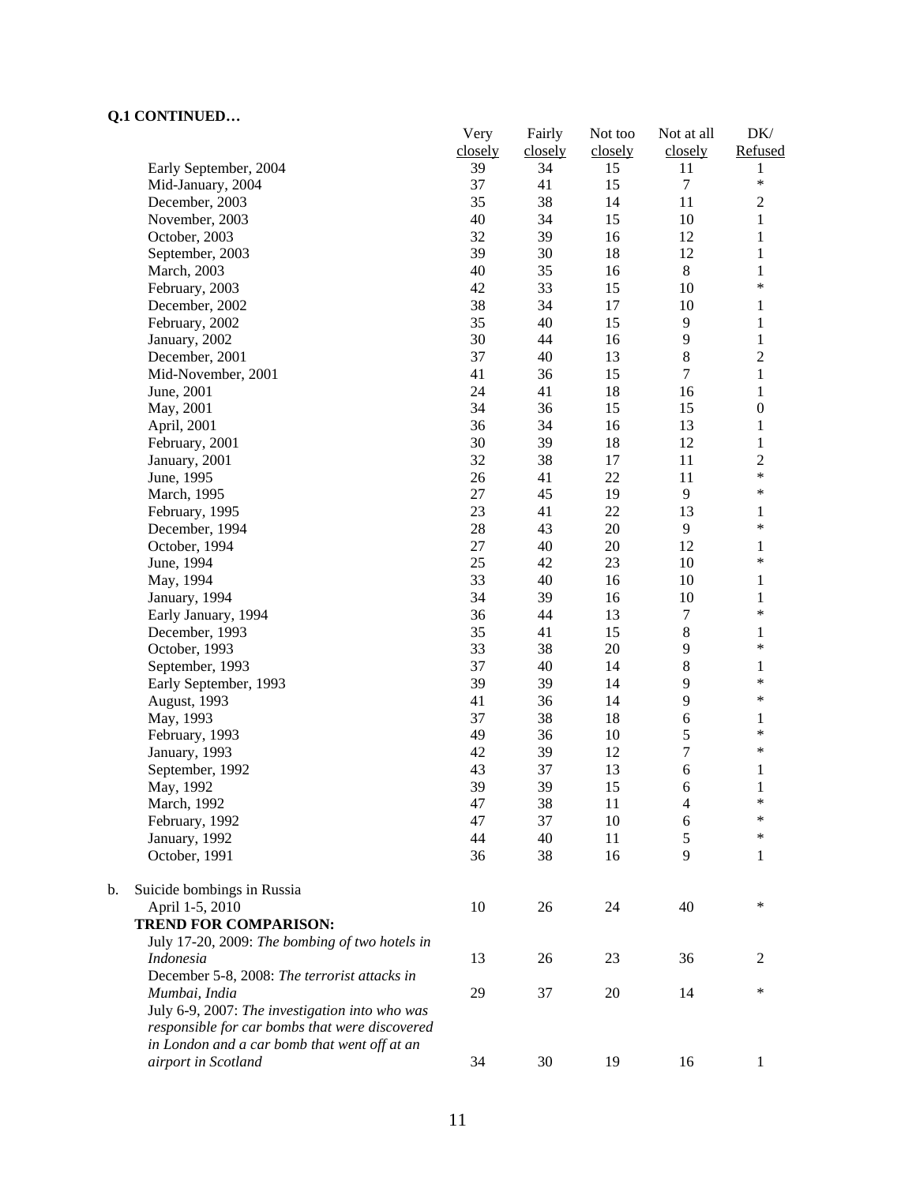**Q.1 CONTINUED…**

| | Very closely | Fairly closely | Not too closely | Not at all closely | DK/ Refused |
|---|---|---|---|---|---|
| Early September, 2004 | 39 | 34 | 15 | 11 | 1 |
| Mid-January, 2004 | 37 | 41 | 15 | 7 | * |
| December, 2003 | 35 | 38 | 14 | 11 | 2 |
| November, 2003 | 40 | 34 | 15 | 10 | 1 |
| October, 2003 | 32 | 39 | 16 | 12 | 1 |
| September, 2003 | 39 | 30 | 18 | 12 | 1 |
| March, 2003 | 40 | 35 | 16 | 8 | 1 |
| February, 2003 | 42 | 33 | 15 | 10 | * |
| December, 2002 | 38 | 34 | 17 | 10 | 1 |
| February, 2002 | 35 | 40 | 15 | 9 | 1 |
| January, 2002 | 30 | 44 | 16 | 9 | 1 |
| December, 2001 | 37 | 40 | 13 | 8 | 2 |
| Mid-November, 2001 | 41 | 36 | 15 | 7 | 1 |
| June, 2001 | 24 | 41 | 18 | 16 | 1 |
| May, 2001 | 34 | 36 | 15 | 15 | 0 |
| April, 2001 | 36 | 34 | 16 | 13 | 1 |
| February, 2001 | 30 | 39 | 18 | 12 | 1 |
| January, 2001 | 32 | 38 | 17 | 11 | 2 |
| June, 1995 | 26 | 41 | 22 | 11 | * |
| March, 1995 | 27 | 45 | 19 | 9 | * |
| February, 1995 | 23 | 41 | 22 | 13 | 1 |
| December, 1994 | 28 | 43 | 20 | 9 | * |
| October, 1994 | 27 | 40 | 20 | 12 | 1 |
| June, 1994 | 25 | 42 | 23 | 10 | * |
| May, 1994 | 33 | 40 | 16 | 10 | 1 |
| January, 1994 | 34 | 39 | 16 | 10 | 1 |
| Early January, 1994 | 36 | 44 | 13 | 7 | * |
| December, 1993 | 35 | 41 | 15 | 8 | 1 |
| October, 1993 | 33 | 38 | 20 | 9 | * |
| September, 1993 | 37 | 40 | 14 | 8 | 1 |
| Early September, 1993 | 39 | 39 | 14 | 9 | * |
| August, 1993 | 41 | 36 | 14 | 9 | * |
| May, 1993 | 37 | 38 | 18 | 6 | 1 |
| February, 1993 | 49 | 36 | 10 | 5 | * |
| January, 1993 | 42 | 39 | 12 | 7 | * |
| September, 1992 | 43 | 37 | 13 | 6 | 1 |
| May, 1992 | 39 | 39 | 15 | 6 | 1 |
| March, 1992 | 47 | 38 | 11 | 4 | * |
| February, 1992 | 47 | 37 | 10 | 6 | * |
| January, 1992 | 44 | 40 | 11 | 5 | * |
| October, 1991 | 36 | 38 | 16 | 9 | 1 |
| **b. Suicide bombings in Russia** | | | | | |
| April 1-5, 2010 | 10 | 26 | 24 | 40 | * |
| **TREND FOR COMPARISON:** | | | | | |
| July 17-20, 2009: *The bombing of two hotels in Indonesia* | 13 | 26 | 23 | 36 | 2 |
| December 5-8, 2008: *The terrorist attacks in Mumbai, India* | 29 | 37 | 20 | 14 | * |
| July 6-9, 2007: *The investigation into who was responsible for car bombs that were discovered in London and a car bomb that went off at an airport in Scotland* | 34 | 30 | 19 | 16 | 1 |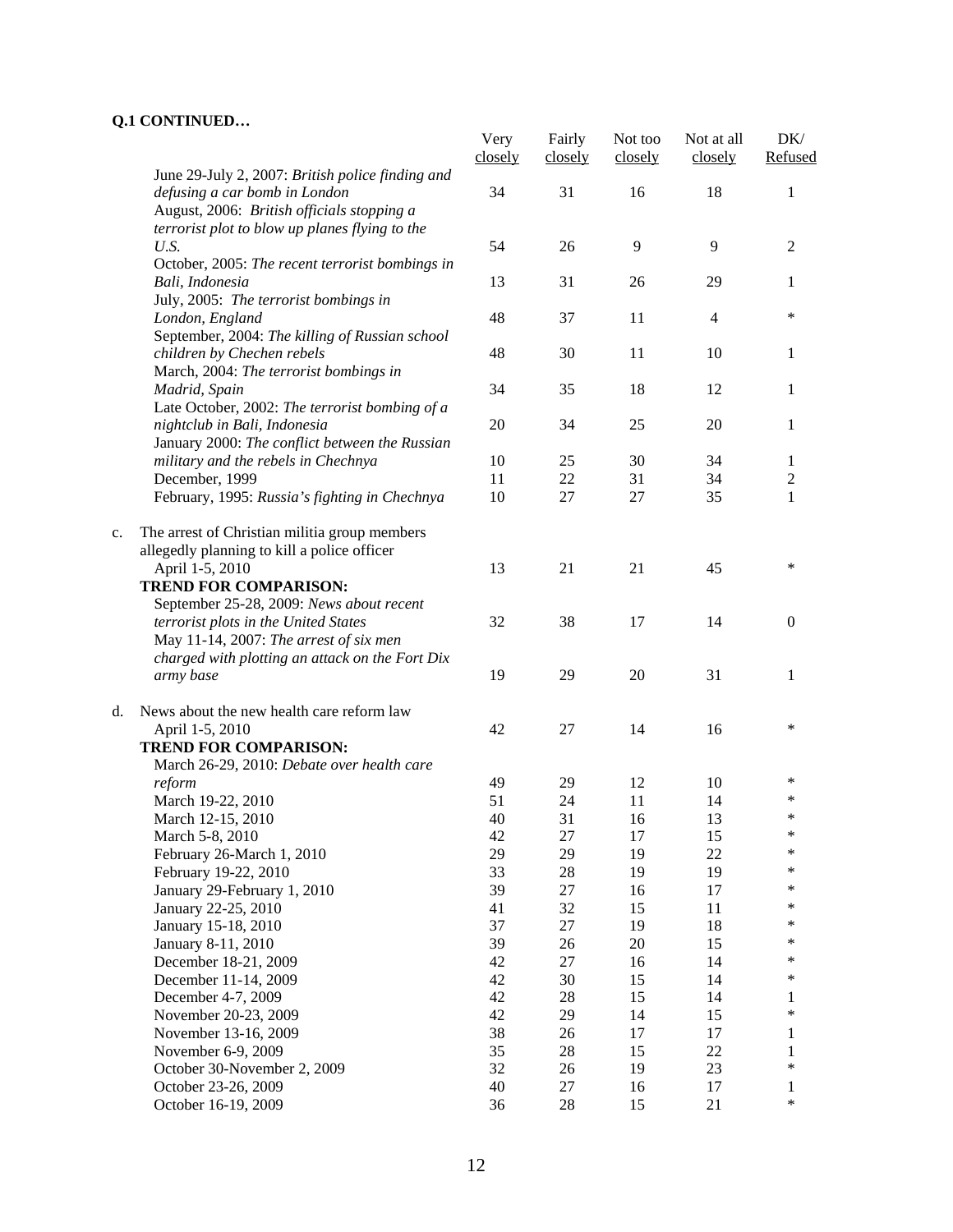**Q.1 CONTINUED…**

| | Very closely | Fairly closely | Not too closely | Not at all closely | DK/ Refused |
|---|---|---|---|---|---|
| June 29-July 2, 2007: *British police finding and defusing a car bomb in London* | 34 | 31 | 16 | 18 | 1 |
| August, 2006: *British officials stopping a terrorist plot to blow up planes flying to the U.S.* | 54 | 26 | 9 | 9 | 2 |
| October, 2005: *The recent terrorist bombings in Bali, Indonesia* | 13 | 31 | 26 | 29 | 1 |
| July, 2005: *The terrorist bombings in London, England* | 48 | 37 | 11 | 4 | * |
| September, 2004: *The killing of Russian school children by Chechen rebels* | 48 | 30 | 11 | 10 | 1 |
| March, 2004: *The terrorist bombings in Madrid, Spain* | 34 | 35 | 18 | 12 | 1 |
| Late October, 2002: *The terrorist bombing of a nightclub in Bali, Indonesia* | 20 | 34 | 25 | 20 | 1 |
| January 2000: *The conflict between the Russian military and the rebels in Chechnya* | 10 | 25 | 30 | 34 | 1 |
| December, 1999 | 11 | 22 | 31 | 34 | 2 |
| February, 1995: *Russia's fighting in Chechnya* | 10 | 27 | 27 | 35 | 1 |
| c. The arrest of Christian militia group members allegedly planning to kill a police officer | | | | | |
| April 1-5, 2010 | 13 | 21 | 21 | 45 | * |
| **TREND FOR COMPARISON:** | | | | | |
| September 25-28, 2009: *News about recent terrorist plots in the United States* | 32 | 38 | 17 | 14 | 0 |
| May 11-14, 2007: *The arrest of six men charged with plotting an attack on the Fort Dix army base* | 19 | 29 | 20 | 31 | 1 |
| d. News about the new health care reform law | | | | | |
| April 1-5, 2010 | 42 | 27 | 14 | 16 | * |
| **TREND FOR COMPARISON:** | | | | | |
| March 26-29, 2010: *Debate over health care reform* | 49 | 29 | 12 | 10 | * |
| March 19-22, 2010 | 51 | 24 | 11 | 14 | * |
| March 12-15, 2010 | 40 | 31 | 16 | 13 | * |
| March 5-8, 2010 | 42 | 27 | 17 | 15 | * |
| February 26-March 1, 2010 | 29 | 29 | 19 | 22 | * |
| February 19-22, 2010 | 33 | 28 | 19 | 19 | * |
| January 29-February 1, 2010 | 39 | 27 | 16 | 17 | * |
| January 22-25, 2010 | 41 | 32 | 15 | 11 | * |
| January 15-18, 2010 | 37 | 27 | 19 | 18 | * |
| January 8-11, 2010 | 39 | 26 | 20 | 15 | * |
| December 18-21, 2009 | 42 | 27 | 16 | 14 | * |
| December 11-14, 2009 | 42 | 30 | 15 | 14 | * |
| December 4-7, 2009 | 42 | 28 | 15 | 14 | 1 |
| November 20-23, 2009 | 42 | 29 | 14 | 15 | * |
| November 13-16, 2009 | 38 | 26 | 17 | 17 | 1 |
| November 6-9, 2009 | 35 | 28 | 15 | 22 | 1 |
| October 30-November 2, 2009 | 32 | 26 | 19 | 23 | * |
| October 23-26, 2009 | 40 | 27 | 16 | 17 | 1 |
| October 16-19, 2009 | 36 | 28 | 15 | 21 | * |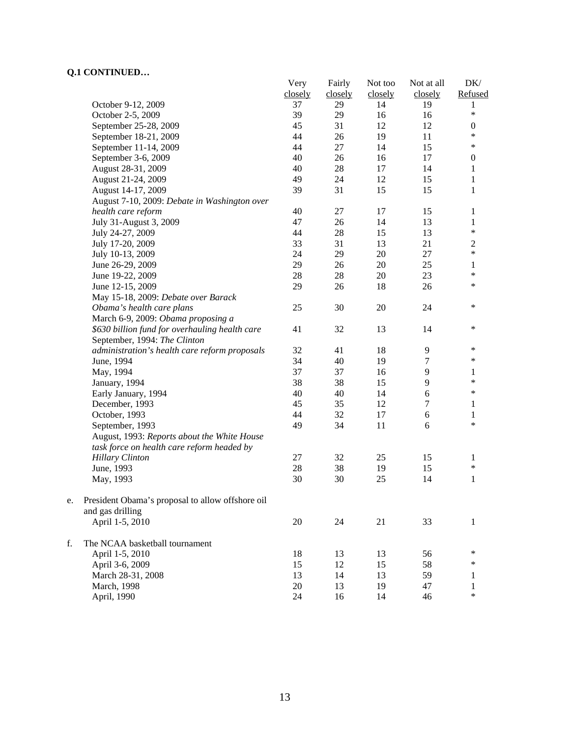**Q.1 CONTINUED…**

| | Very closely | Fairly closely | Not too closely | Not at all closely | DK/ Refused |
|---|---|---|---|---|---|
| October 9-12, 2009 | 37 | 29 | 14 | 19 | 1 |
| October 2-5, 2009 | 39 | 29 | 16 | 16 | * |
| September 25-28, 2009 | 45 | 31 | 12 | 12 | 0 |
| September 18-21, 2009 | 44 | 26 | 19 | 11 | * |
| September 11-14, 2009 | 44 | 27 | 14 | 15 | * |
| September 3-6, 2009 | 40 | 26 | 16 | 17 | 0 |
| August 28-31, 2009 | 40 | 28 | 17 | 14 | 1 |
| August 21-24, 2009 | 49 | 24 | 12 | 15 | 1 |
| August 14-17, 2009 | 39 | 31 | 15 | 15 | 1 |
| August 7-10, 2009: *Debate in Washington over health care reform* | 40 | 27 | 17 | 15 | 1 |
| July 31-August 3, 2009 | 47 | 26 | 14 | 13 | 1 |
| July 24-27, 2009 | 44 | 28 | 15 | 13 | * |
| July 17-20, 2009 | 33 | 31 | 13 | 21 | 2 |
| July 10-13, 2009 | 24 | 29 | 20 | 27 | * |
| June 26-29, 2009 | 29 | 26 | 20 | 25 | 1 |
| June 19-22, 2009 | 28 | 28 | 20 | 23 | * |
| June 12-15, 2009 | 29 | 26 | 18 | 26 | * |
| May 15-18, 2009: *Debate over Barack Obama's health care plans* | 25 | 30 | 20 | 24 | * |
| March 6-9, 2009: *Obama proposing a $630 billion fund for overhauling health care* | 41 | 32 | 13 | 14 | * |
| September, 1994: *The Clinton administration's health care reform proposals* | 32 | 41 | 18 | 9 | * |
| June, 1994 | 34 | 40 | 19 | 7 | * |
| May, 1994 | 37 | 37 | 16 | 9 | 1 |
| January, 1994 | 38 | 38 | 15 | 9 | * |
| Early January, 1994 | 40 | 40 | 14 | 6 | * |
| December, 1993 | 45 | 35 | 12 | 7 | 1 |
| October, 1993 | 44 | 32 | 17 | 6 | 1 |
| September, 1993 | 49 | 34 | 11 | 6 | * |
| August, 1993: *Reports about the White House task force on health care reform headed by Hillary Clinton* | 27 | 32 | 25 | 15 | 1 |
| June, 1993 | 28 | 38 | 19 | 15 | * |
| May, 1993 | 30 | 30 | 25 | 14 | 1 |
| **e.** President Obama's proposal to allow offshore oil and gas drilling | | | | | |
| April 1-5, 2010 | 20 | 24 | 21 | 33 | 1 |
| **f.** The NCAA basketball tournament | | | | | |
| April 1-5, 2010 | 18 | 13 | 13 | 56 | * |
| April 3-6, 2009 | 15 | 12 | 15 | 58 | * |
| March 28-31, 2008 | 13 | 14 | 13 | 59 | 1 |
| March, 1998 | 20 | 13 | 19 | 47 | 1 |
| April, 1990 | 24 | 16 | 14 | 46 | * |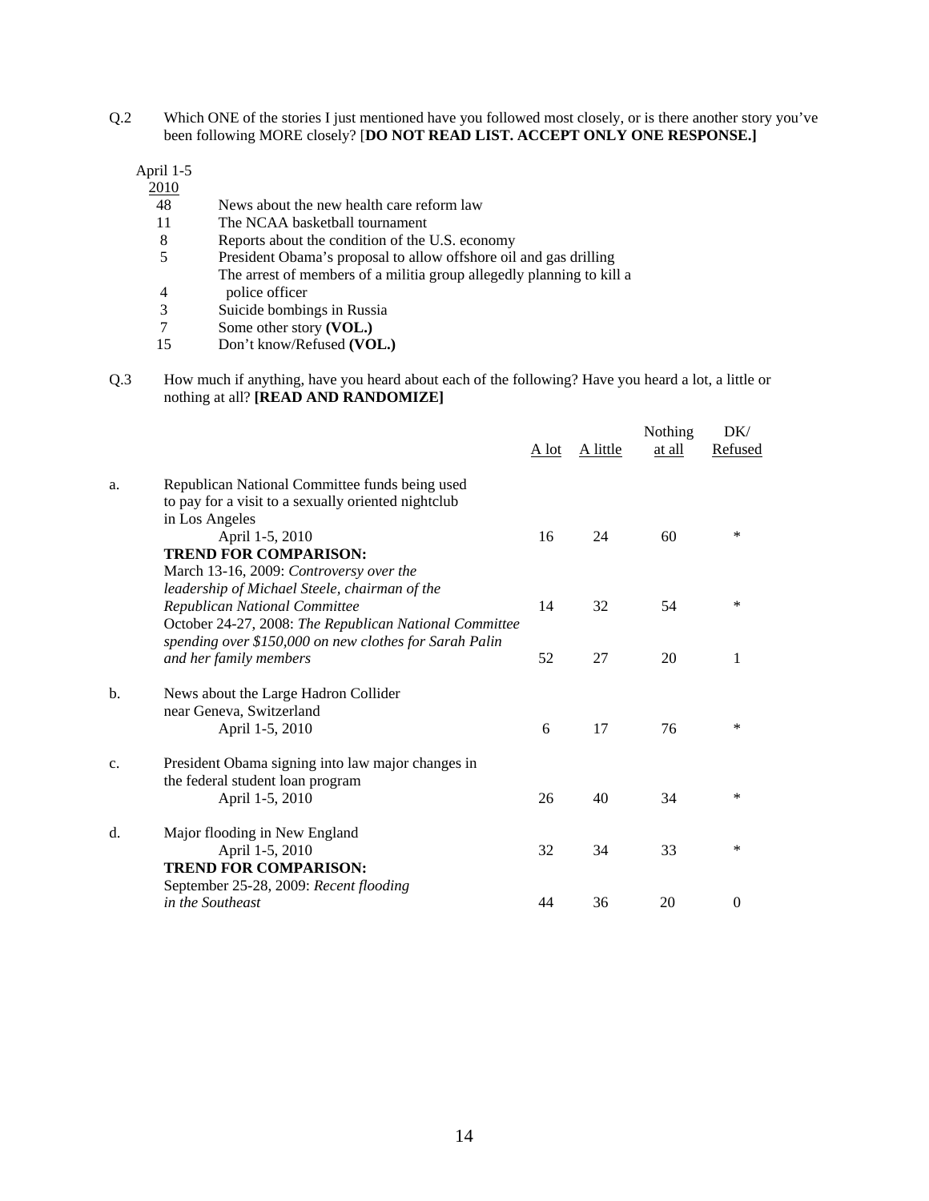Q.2 Which ONE of the stories I just mentioned have you followed most closely, or is there another story you've been following MORE closely? [**DO NOT READ LIST. ACCEPT ONLY ONE RESPONSE.]**

| April 1-5 2010 | |
|---|---|
| 48 | News about the new health care reform law |
| 11 | The NCAA basketball tournament |
| 8 | Reports about the condition of the U.S. economy |
| 5 | President Obama's proposal to allow offshore oil and gas drilling |
| 4 | The arrest of members of a militia group allegedly planning to kill a police officer |
| 3 | Suicide bombings in Russia |
| 7 | Some other story **(VOL.)** |
| 15 | Don't know/Refused **(VOL.)** |

Q.3 How much if anything, have you heard about each of the following? Have you heard a lot, a little or nothing at all? **[READ AND RANDOMIZE]**

| | | A lot | A little | Nothing at all | DK/ Refused |
|---|---|---|---|---|---|
| a. | Republican National Committee funds being used to pay for a visit to a sexually oriented nightclub in Los Angeles | | | | |
| | April 1-5, 2010 | 16 | 24 | 60 | * |
| | **TREND FOR COMPARISON:** | | | | |
| | March 13-16, 2009: *Controversy over the leadership of Michael Steele, chairman of the Republican National Committee* | 14 | 32 | 54 | * |
| | October 24-27, 2008: *The Republican National Committee spending over $150,000 on new clothes for Sarah Palin and her family members* | 52 | 27 | 20 | 1 |
| b. | News about the Large Hadron Collider near Geneva, Switzerland | | | | |
| | April 1-5, 2010 | 6 | 17 | 76 | * |
| c. | President Obama signing into law major changes in the federal student loan program | | | | |
| | April 1-5, 2010 | 26 | 40 | 34 | * |
| d. | Major flooding in New England | | | | |
| | April 1-5, 2010 | 32 | 34 | 33 | * |
| | **TREND FOR COMPARISON:** | | | | |
| | September 25-28, 2009: *Recent flooding in the Southeast* | 44 | 36 | 20 | 0 |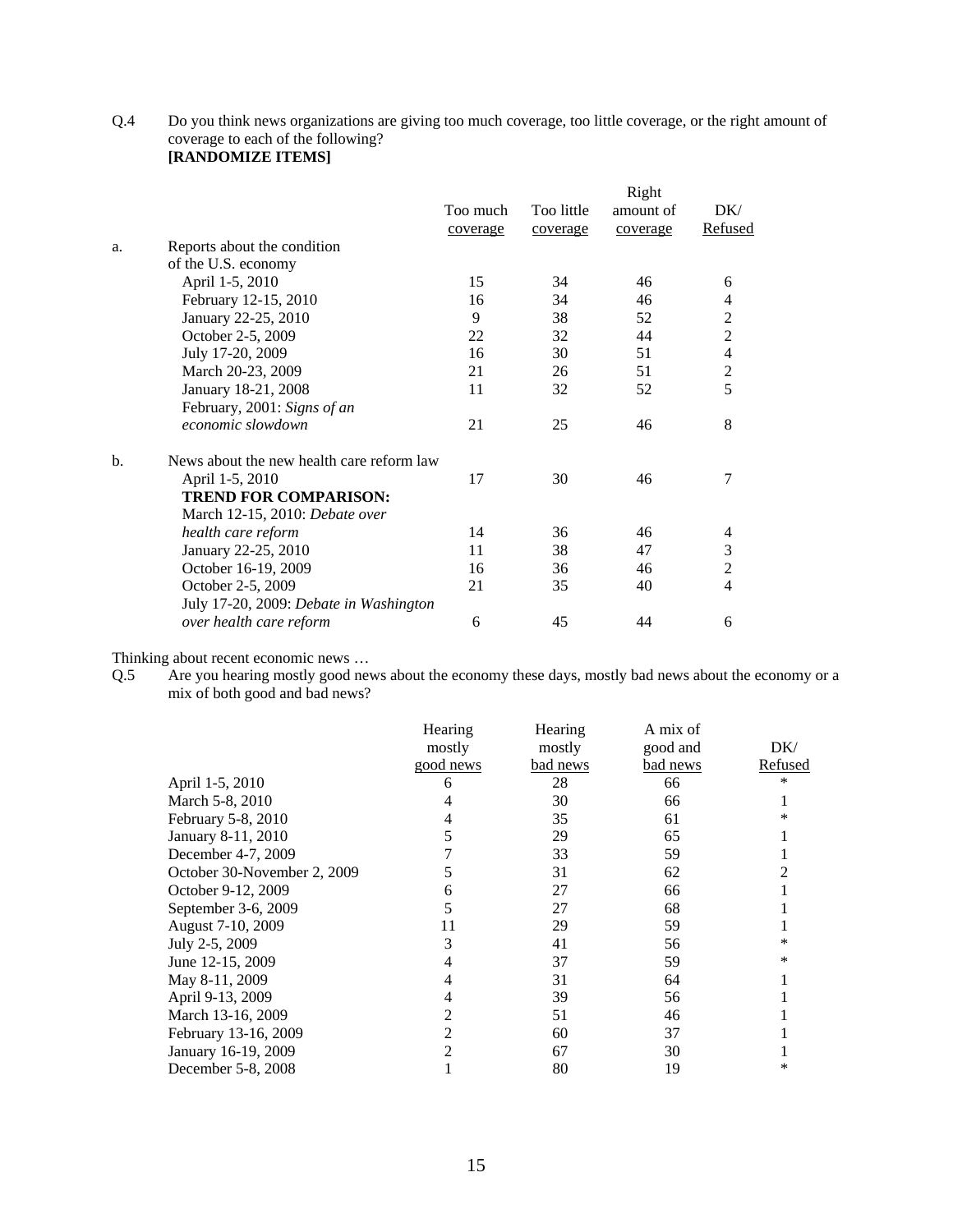Q.4 Do you think news organizations are giving too much coverage, too little coverage, or the right amount of coverage to each of the following?
**[RANDOMIZE ITEMS]**

| | | Too much coverage | Too little coverage | Right amount of coverage | DK/ Refused |
|---|---|---|---|---|---|
| a. | Reports about the condition of the U.S. economy | | | | |
| | April 1-5, 2010 | 15 | 34 | 46 | 6 |
| | February 12-15, 2010 | 16 | 34 | 46 | 4 |
| | January 22-25, 2010 | 9 | 38 | 52 | 2 |
| | October 2-5, 2009 | 22 | 32 | 44 | 2 |
| | July 17-20, 2009 | 16 | 30 | 51 | 4 |
| | March 20-23, 2009 | 21 | 26 | 51 | 2 |
| | January 18-21, 2008 | 11 | 32 | 52 | 5 |
| | February, 2001: *Signs of an economic slowdown* | 21 | 25 | 46 | 8 |
| b. | News about the new health care reform law | | | | |
| | April 1-5, 2010 | 17 | 30 | 46 | 7 |
| | **TREND FOR COMPARISON:** | | | | |
| | March 12-15, 2010: *Debate over health care reform* | 14 | 36 | 46 | 4 |
| | January 22-25, 2010 | 11 | 38 | 47 | 3 |
| | October 16-19, 2009 | 16 | 36 | 46 | 2 |
| | October 2-5, 2009 | 21 | 35 | 40 | 4 |
| | July 17-20, 2009: *Debate in Washington over health care reform* | 6 | 45 | 44 | 6 |

Thinking about recent economic news …

Q.5 Are you hearing mostly good news about the economy these days, mostly bad news about the economy or a mix of both good and bad news?

| | Hearing mostly good news | Hearing mostly bad news | A mix of good and bad news | DK/ Refused |
|---|---|---|---|---|
| April 1-5, 2010 | 6 | 28 | 66 | * |
| March 5-8, 2010 | 4 | 30 | 66 | 1 |
| February 5-8, 2010 | 4 | 35 | 61 | * |
| January 8-11, 2010 | 5 | 29 | 65 | 1 |
| December 4-7, 2009 | 7 | 33 | 59 | 1 |
| October 30-November 2, 2009 | 5 | 31 | 62 | 2 |
| October 9-12, 2009 | 6 | 27 | 66 | 1 |
| September 3-6, 2009 | 5 | 27 | 68 | 1 |
| August 7-10, 2009 | 11 | 29 | 59 | 1 |
| July 2-5, 2009 | 3 | 41 | 56 | * |
| June 12-15, 2009 | 4 | 37 | 59 | * |
| May 8-11, 2009 | 4 | 31 | 64 | 1 |
| April 9-13, 2009 | 4 | 39 | 56 | 1 |
| March 13-16, 2009 | 2 | 51 | 46 | 1 |
| February 13-16, 2009 | 2 | 60 | 37 | 1 |
| January 16-19, 2009 | 2 | 67 | 30 | 1 |
| December 5-8, 2008 | 1 | 80 | 19 | * |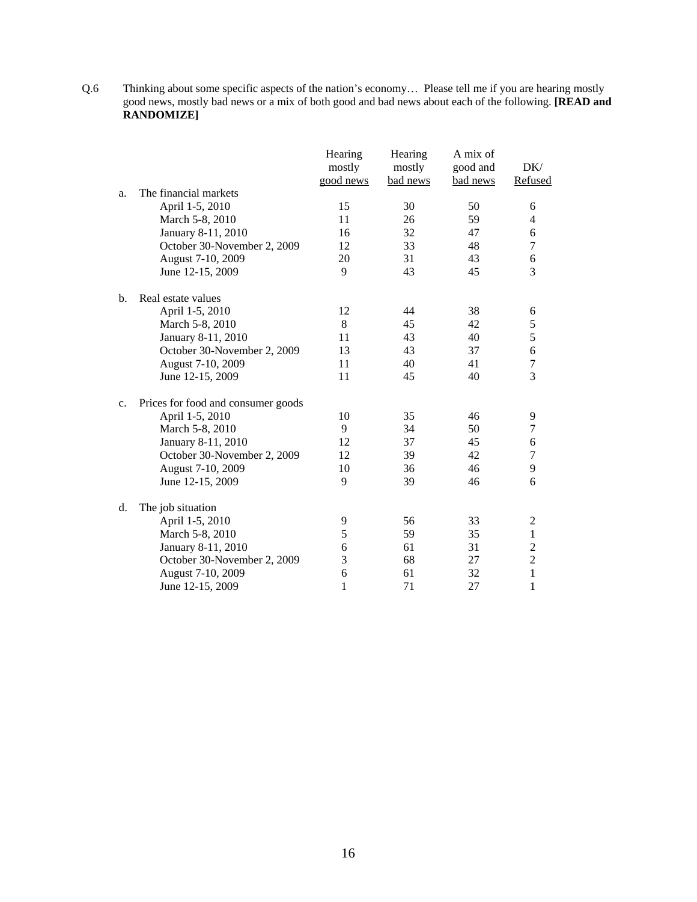Q.6 Thinking about some specific aspects of the nation's economy… Please tell me if you are hearing mostly good news, mostly bad news or a mix of both good and bad news about each of the following. **[READ and RANDOMIZE]**

| | Hearing mostly good news | Hearing mostly bad news | A mix of good and bad news | DK/ Refused |
|---|---|---|---|---|
| a. The financial markets | | | | |
| April 1-5, 2010 | 15 | 30 | 50 | 6 |
| March 5-8, 2010 | 11 | 26 | 59 | 4 |
| January 8-11, 2010 | 16 | 32 | 47 | 6 |
| October 30-November 2, 2009 | 12 | 33 | 48 | 7 |
| August 7-10, 2009 | 20 | 31 | 43 | 6 |
| June 12-15, 2009 | 9 | 43 | 45 | 3 |
| b. Real estate values | | | | |
| April 1-5, 2010 | 12 | 44 | 38 | 6 |
| March 5-8, 2010 | 8 | 45 | 42 | 5 |
| January 8-11, 2010 | 11 | 43 | 40 | 5 |
| October 30-November 2, 2009 | 13 | 43 | 37 | 6 |
| August 7-10, 2009 | 11 | 40 | 41 | 7 |
| June 12-15, 2009 | 11 | 45 | 40 | 3 |
| c. Prices for food and consumer goods | | | | |
| April 1-5, 2010 | 10 | 35 | 46 | 9 |
| March 5-8, 2010 | 9 | 34 | 50 | 7 |
| January 8-11, 2010 | 12 | 37 | 45 | 6 |
| October 30-November 2, 2009 | 12 | 39 | 42 | 7 |
| August 7-10, 2009 | 10 | 36 | 46 | 9 |
| June 12-15, 2009 | 9 | 39 | 46 | 6 |
| d. The job situation | | | | |
| April 1-5, 2010 | 9 | 56 | 33 | 2 |
| March 5-8, 2010 | 5 | 59 | 35 | 1 |
| January 8-11, 2010 | 6 | 61 | 31 | 2 |
| October 30-November 2, 2009 | 3 | 68 | 27 | 2 |
| August 7-10, 2009 | 6 | 61 | 32 | 1 |
| June 12-15, 2009 | 1 | 71 | 27 | 1 |